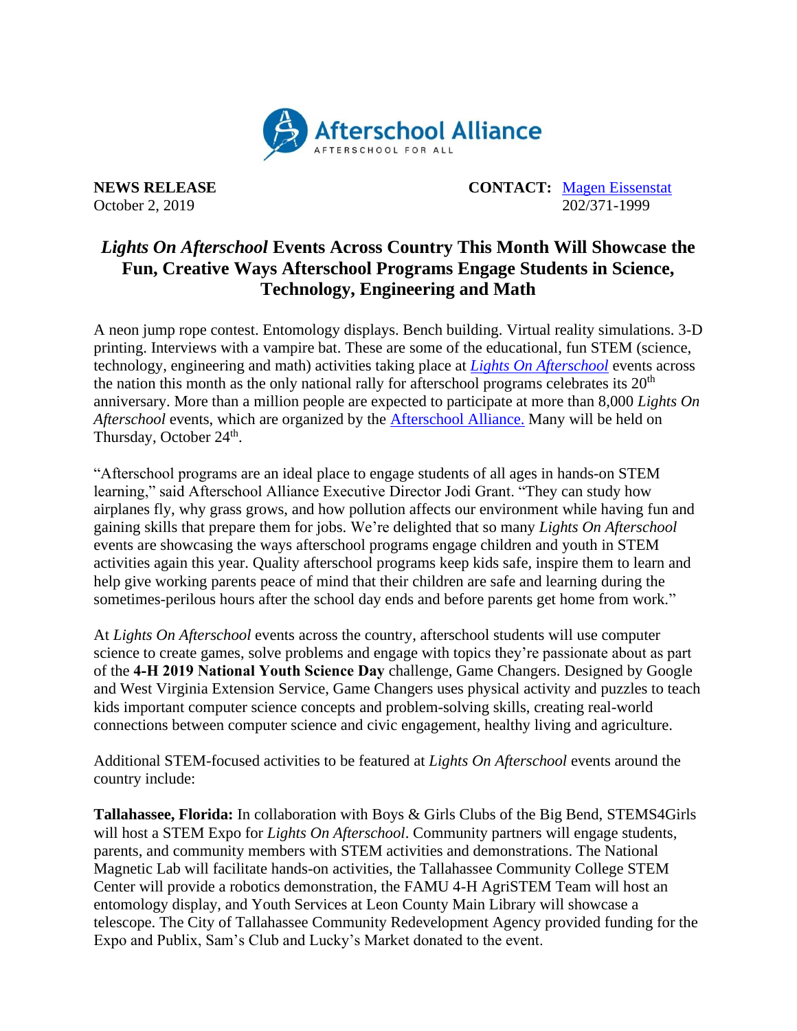Afterschool Alliance

AFTERSCHOOL FOR ALL

**NEWS RELEASE**
October 2, 2019

**CONTACT:** [Magen Eissenstat](#)
202/371-1999

# *Lights On Afterschool* Events Across Country This Month Will Showcase the Fun, Creative Ways Afterschool Programs Engage Students in Science, Technology, Engineering and Math

A neon jump rope contest. Entomology displays. Bench building. Virtual reality simulations. 3-D printing. Interviews with a vampire bat. These are some of the educational, fun STEM (science, technology, engineering and math) activities taking place at [*Lights On Afterschool*](#) events across the nation this month as the only national rally for afterschool programs celebrates its 20th anniversary. More than a million people are expected to participate at more than 8,000 *Lights On Afterschool* events, which are organized by the [Afterschool Alliance.](#) Many will be held on Thursday, October 24th.

"Afterschool programs are an ideal place to engage students of all ages in hands-on STEM learning," said Afterschool Alliance Executive Director Jodi Grant. "They can study how airplanes fly, why grass grows, and how pollution affects our environment while having fun and gaining skills that prepare them for jobs. We're delighted that so many *Lights On Afterschool* events are showcasing the ways afterschool programs engage children and youth in STEM activities again this year. Quality afterschool programs keep kids safe, inspire them to learn and help give working parents peace of mind that their children are safe and learning during the sometimes-perilous hours after the school day ends and before parents get home from work."

At *Lights On Afterschool* events across the country, afterschool students will use computer science to create games, solve problems and engage with topics they're passionate about as part of the **4-H 2019 National Youth Science Day** challenge, Game Changers. Designed by Google and West Virginia Extension Service, Game Changers uses physical activity and puzzles to teach kids important computer science concepts and problem-solving skills, creating real-world connections between computer science and civic engagement, healthy living and agriculture.

Additional STEM-focused activities to be featured at *Lights On Afterschool* events around the country include:

**Tallahassee, Florida:** In collaboration with Boys & Girls Clubs of the Big Bend, STEMS4Girls will host a STEM Expo for *Lights On Afterschool*. Community partners will engage students, parents, and community members with STEM activities and demonstrations. The National Magnetic Lab will facilitate hands-on activities, the Tallahassee Community College STEM Center will provide a robotics demonstration, the FAMU 4-H AgriSTEM Team will host an entomology display, and Youth Services at Leon County Main Library will showcase a telescope. The City of Tallahassee Community Redevelopment Agency provided funding for the Expo and Publix, Sam's Club and Lucky's Market donated to the event.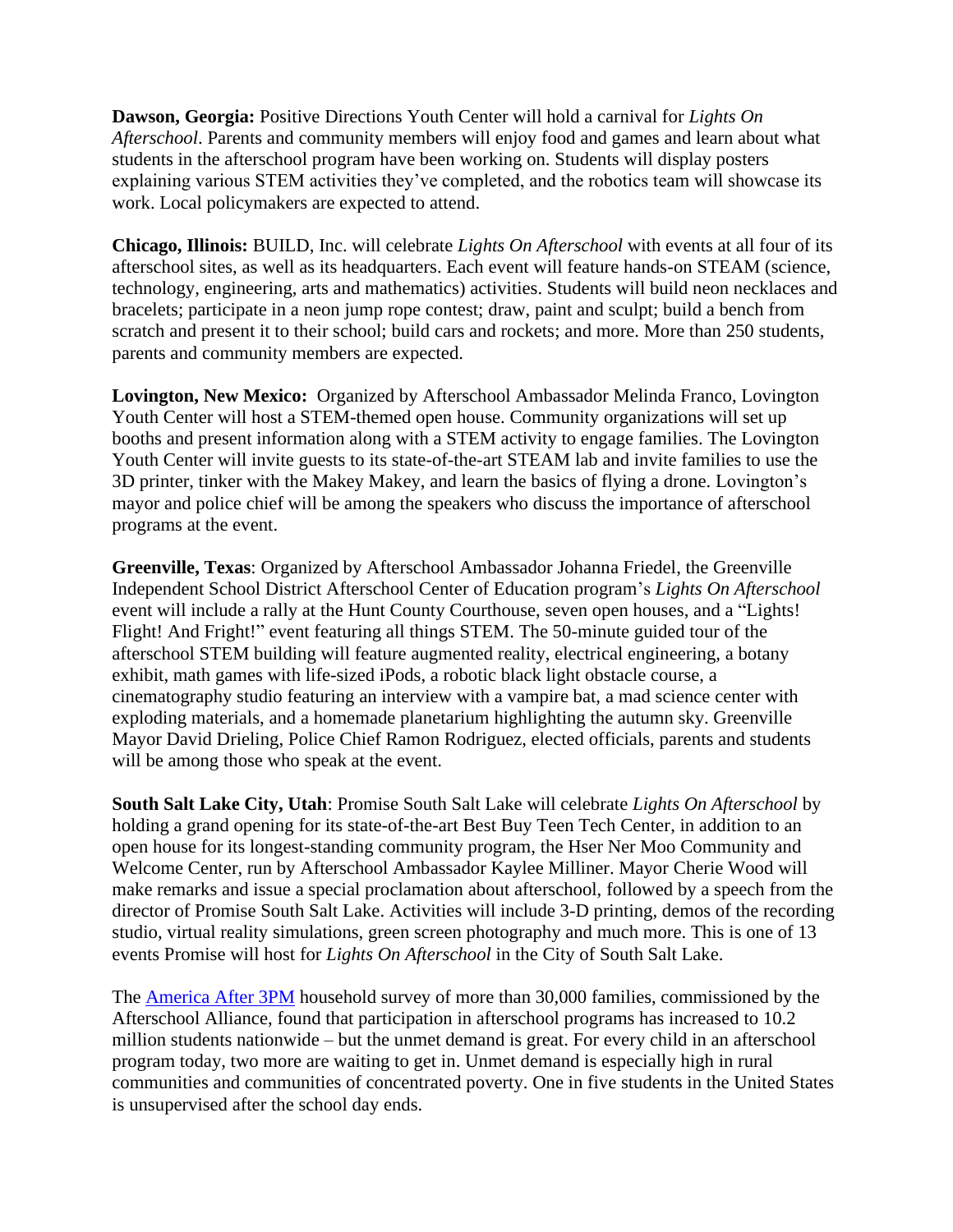**Dawson, Georgia:** Positive Directions Youth Center will hold a carnival for *Lights On Afterschool*. Parents and community members will enjoy food and games and learn about what students in the afterschool program have been working on. Students will display posters explaining various STEM activities they've completed, and the robotics team will showcase its work. Local policymakers are expected to attend.

**Chicago, Illinois:** BUILD, Inc. will celebrate *Lights On Afterschool* with events at all four of its afterschool sites, as well as its headquarters. Each event will feature hands-on STEAM (science, technology, engineering, arts and mathematics) activities. Students will build neon necklaces and bracelets; participate in a neon jump rope contest; draw, paint and sculpt; build a bench from scratch and present it to their school; build cars and rockets; and more. More than 250 students, parents and community members are expected.

**Lovington, New Mexico:** Organized by Afterschool Ambassador Melinda Franco, Lovington Youth Center will host a STEM-themed open house. Community organizations will set up booths and present information along with a STEM activity to engage families. The Lovington Youth Center will invite guests to its state-of-the-art STEAM lab and invite families to use the 3D printer, tinker with the Makey Makey, and learn the basics of flying a drone. Lovington's mayor and police chief will be among the speakers who discuss the importance of afterschool programs at the event.

**Greenville, Texas**: Organized by Afterschool Ambassador Johanna Friedel, the Greenville Independent School District Afterschool Center of Education program's *Lights On Afterschool* event will include a rally at the Hunt County Courthouse, seven open houses, and a "Lights! Flight! And Fright!" event featuring all things STEM. The 50-minute guided tour of the afterschool STEM building will feature augmented reality, electrical engineering, a botany exhibit, math games with life-sized iPods, a robotic black light obstacle course, a cinematography studio featuring an interview with a vampire bat, a mad science center with exploding materials, and a homemade planetarium highlighting the autumn sky. Greenville Mayor David Drieling, Police Chief Ramon Rodriguez, elected officials, parents and students will be among those who speak at the event.

**South Salt Lake City, Utah**: Promise South Salt Lake will celebrate *Lights On Afterschool* by holding a grand opening for its state-of-the-art Best Buy Teen Tech Center, in addition to an open house for its longest-standing community program, the Hser Ner Moo Community and Welcome Center, run by Afterschool Ambassador Kaylee Milliner. Mayor Cherie Wood will make remarks and issue a special proclamation about afterschool, followed by a speech from the director of Promise South Salt Lake. Activities will include 3-D printing, demos of the recording studio, virtual reality simulations, green screen photography and much more. This is one of 13 events Promise will host for *Lights On Afterschool* in the City of South Salt Lake.

The America After 3PM household survey of more than 30,000 families, commissioned by the Afterschool Alliance, found that participation in afterschool programs has increased to 10.2 million students nationwide – but the unmet demand is great. For every child in an afterschool program today, two more are waiting to get in. Unmet demand is especially high in rural communities and communities of concentrated poverty. One in five students in the United States is unsupervised after the school day ends.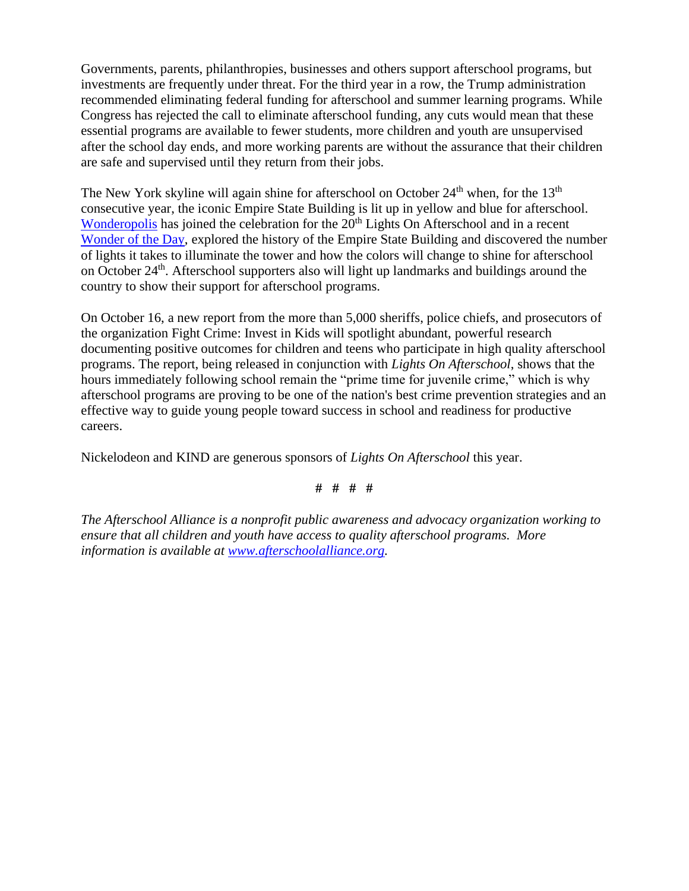Governments, parents, philanthropies, businesses and others support afterschool programs, but investments are frequently under threat. For the third year in a row, the Trump administration recommended eliminating federal funding for afterschool and summer learning programs. While Congress has rejected the call to eliminate afterschool funding, any cuts would mean that these essential programs are available to fewer students, more children and youth are unsupervised after the school day ends, and more working parents are without the assurance that their children are safe and supervised until they return from their jobs.

The New York skyline will again shine for afterschool on October 24th when, for the 13th consecutive year, the iconic Empire State Building is lit up in yellow and blue for afterschool. Wonderopolis has joined the celebration for the 20th Lights On Afterschool and in a recent Wonder of the Day, explored the history of the Empire State Building and discovered the number of lights it takes to illuminate the tower and how the colors will change to shine for afterschool on October 24th. Afterschool supporters also will light up landmarks and buildings around the country to show their support for afterschool programs.

On October 16, a new report from the more than 5,000 sheriffs, police chiefs, and prosecutors of the organization Fight Crime: Invest in Kids will spotlight abundant, powerful research documenting positive outcomes for children and teens who participate in high quality afterschool programs. The report, being released in conjunction with *Lights On Afterschool*, shows that the hours immediately following school remain the "prime time for juvenile crime," which is why afterschool programs are proving to be one of the nation's best crime prevention strategies and an effective way to guide young people toward success in school and readiness for productive careers.

Nickelodeon and KIND are generous sponsors of *Lights On Afterschool* this year.

# # # #

*The Afterschool Alliance is a nonprofit public awareness and advocacy organization working to ensure that all children and youth have access to quality afterschool programs. More information is available at www.afterschoolalliance.org.*